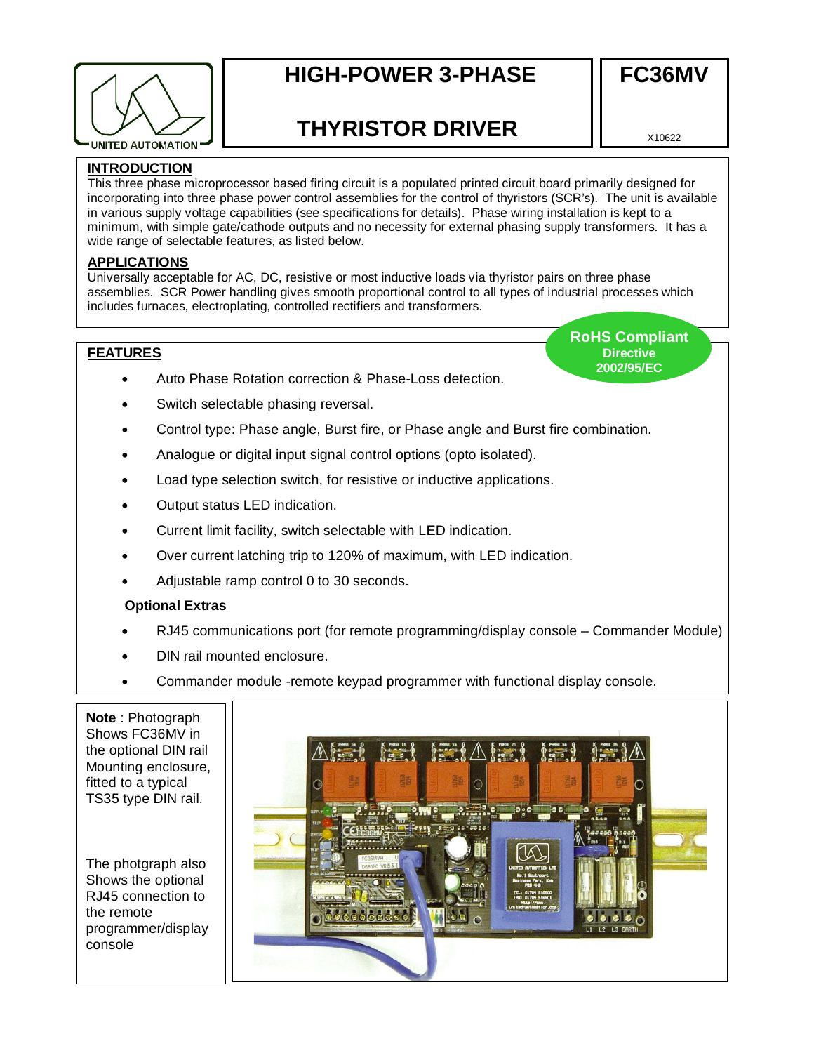UNITED AUTOMATION

# HIGH-POWER 3-PHASE THYRISTOR DRIVER

# FC36MV

X10622

## INTRODUCTION

This three phase microprocessor based firing circuit is a populated printed circuit board primarily designed for incorporating into three phase power control assemblies for the control of thyristors (SCR's). The unit is available in various supply voltage capabilities (see specifications for details). Phase wiring installation is kept to a minimum, with simple gate/cathode outputs and no necessity for external phasing supply transformers. It has a wide range of selectable features, as listed below.

## APPLICATIONS

Universally acceptable for AC, DC, resistive or most inductive loads via thyristor pairs on three phase assemblies. SCR Power handling gives smooth proportional control to all types of industrial processes which includes furnaces, electroplating, controlled rectifiers and transformers.

**RoHS Compliant**
**Directive 2002/95/EC**

## FEATURES

- Auto Phase Rotation correction & Phase-Loss detection.
- Switch selectable phasing reversal.
- Control type: Phase angle, Burst fire, or Phase angle and Burst fire combination.
- Analogue or digital input signal control options (opto isolated).
- Load type selection switch, for resistive or inductive applications.
- Output status LED indication.
- Current limit facility, switch selectable with LED indication.
- Over current latching trip to 120% of maximum, with LED indication.
- Adjustable ramp control 0 to 30 seconds.

### Optional Extras

- RJ45 communications port (for remote programming/display console – Commander Module)
- DIN rail mounted enclosure.
- Commander module -remote keypad programmer with functional display console.

**Note** : Photograph Shows FC36MV in the optional DIN rail Mounting enclosure, fitted to a typical TS35 type DIN rail.

The photgraph also Shows the optional RJ45 connection to the remote programmer/display console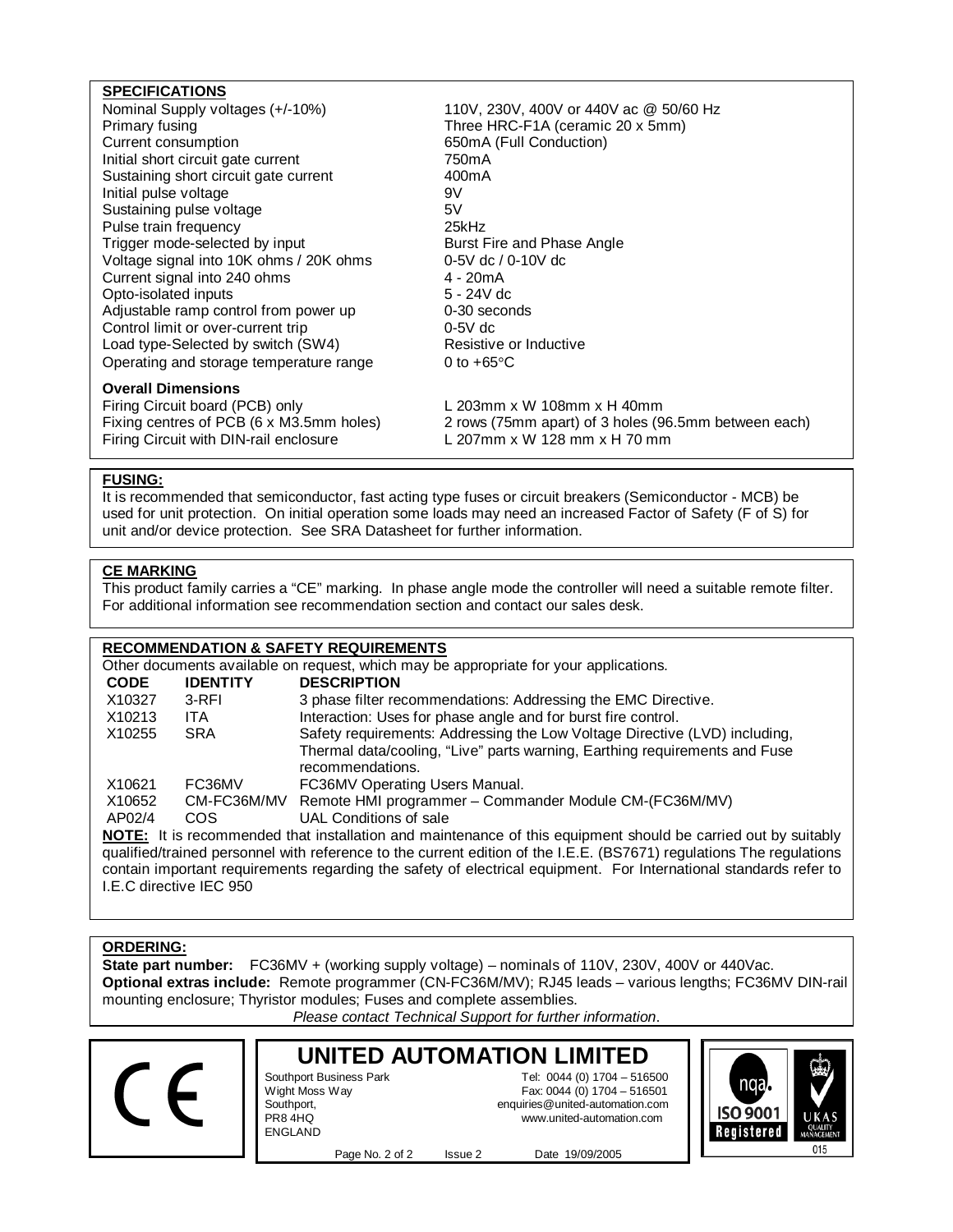## SPECIFICATIONS

| | |
|---|---|
| Nominal Supply voltages (+/-10%) | 110V, 230V, 400V or 440V ac @ 50/60 Hz |
| Primary fusing | Three HRC-F1A (ceramic 20 x 5mm) |
| Current consumption | 650mA (Full Conduction) |
| Initial short circuit gate current | 750mA |
| Sustaining short circuit gate current | 400mA |
| Initial pulse voltage | 9V |
| Sustaining pulse voltage | 5V |
| Pulse train frequency | 25kHz |
| Trigger mode-selected by input | Burst Fire and Phase Angle |
| Voltage signal into 10K ohms / 20K ohms | 0-5V dc / 0-10V dc |
| Current signal into 240 ohms | 4 - 20mA |
| Opto-isolated inputs | 5 - 24V dc |
| Adjustable ramp control from power up | 0-30 seconds |
| Control limit or over-current trip | 0-5V dc |
| Load type-Selected by switch (SW4) | Resistive or Inductive |
| Operating and storage temperature range | 0 to +65°C |

**Overall Dimensions**

| | |
|---|---|
| Firing Circuit board (PCB) only | L 203mm x W 108mm x H 40mm |
| Fixing centres of PCB (6 x M3.5mm holes) | 2 rows (75mm apart) of 3 holes (96.5mm between each) |
| Firing Circuit with DIN-rail enclosure | L 207mm x W 128 mm x H 70 mm |

## FUSING:

It is recommended that semiconductor, fast acting type fuses or circuit breakers (Semiconductor - MCB) be used for unit protection. On initial operation some loads may need an increased Factor of Safety (F of S) for unit and/or device protection. See SRA Datasheet for further information.

## CE MARKING

This product family carries a "CE" marking. In phase angle mode the controller will need a suitable remote filter. For additional information see recommendation section and contact our sales desk.

## RECOMMENDATION & SAFETY REQUIREMENTS

Other documents available on request, which may be appropriate for your applications.

| CODE | IDENTITY | DESCRIPTION |
|---|---|---|
| X10327 | 3-RFI | 3 phase filter recommendations: Addressing the EMC Directive. |
| X10213 | ITA | Interaction: Uses for phase angle and for burst fire control. |
| X10255 | SRA | Safety requirements: Addressing the Low Voltage Directive (LVD) including, Thermal data/cooling, "Live" parts warning, Earthing requirements and Fuse recommendations. |
| X10621 | FC36MV | FC36MV Operating Users Manual. |
| X10652 | CM-FC36M/MV | Remote HMI programmer – Commander Module CM-(FC36M/MV) |
| AP02/4 | COS | UAL Conditions of sale |

**NOTE:** It is recommended that installation and maintenance of this equipment should be carried out by suitably qualified/trained personnel with reference to the current edition of the I.E.E. (BS7671) regulations The regulations contain important requirements regarding the safety of electrical equipment. For International standards refer to I.E.C directive IEC 950

## ORDERING:

**State part number:** FC36MV + (working supply voltage) – nominals of 110V, 230V, 400V or 440Vac.
**Optional extras include:** Remote programmer (CN-FC36M/MV); RJ45 leads – various lengths; FC36MV DIN-rail mounting enclosure; Thyristor modules; Fuses and complete assemblies.

*Please contact Technical Support for further information.*

CE

# UNITED AUTOMATION LIMITED

Southport Business Park
Wight Moss Way
Southport,
PR8 4HQ
ENGLAND

Tel: 0044 (0) 1704 – 516500
Fax: 0044 (0) 1704 – 516501
enquiries@united-automation.com
www.united-automation.com

Issue 2 Date 19/09/2005

nqa. ISO 9001 Registered UKAS QUALITY MANAGEMENT 015